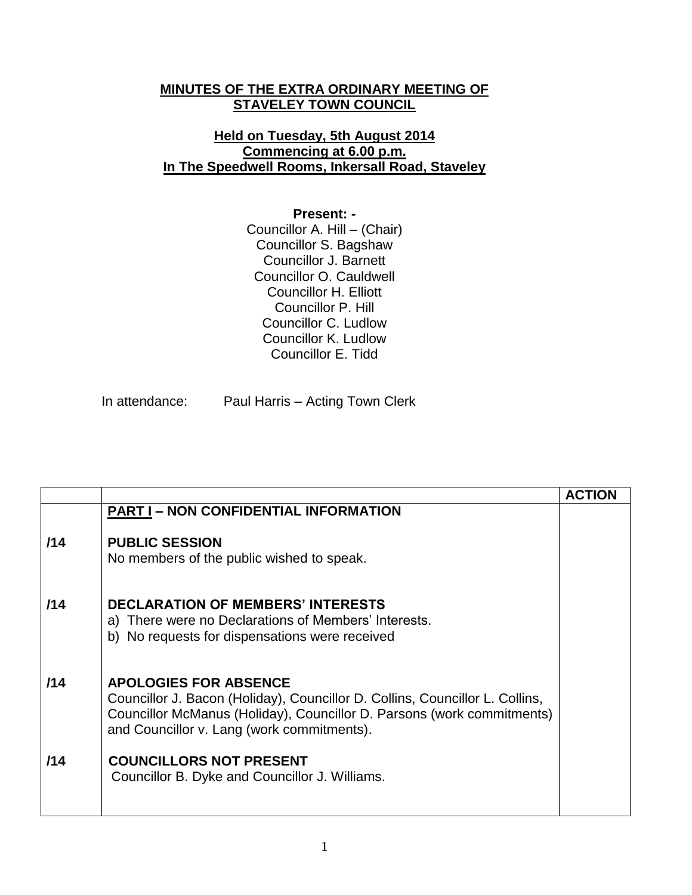**MINUTES OF THE EXTRA ORDINARY MEETING OF STAVELEY TOWN COUNCIL**

**Held on Tuesday, 5th August 2014**
**Commencing at 6.00 p.m.**
**In The Speedwell Rooms, Inkersall Road, Staveley**

**Present: -**
Councillor A. Hill – (Chair)
Councillor S. Bagshaw
Councillor J. Barnett
Councillor O. Cauldwell
Councillor H. Elliott
Councillor P. Hill
Councillor C. Ludlow
Councillor K. Ludlow
Councillor E. Tidd

In attendance: Paul Harris – Acting Town Clerk

| | | ACTION |
|---|---|---|
| | **PART I – NON CONFIDENTIAL INFORMATION** | |
| **/14** | **PUBLIC SESSION**<br>No members of the public wished to speak. | |
| **/14** | **DECLARATION OF MEMBERS' INTERESTS**<br>a) There were no Declarations of Members' Interests.<br>b) No requests for dispensations were received | |
| **/14** | **APOLOGIES FOR ABSENCE**<br>Councillor J. Bacon (Holiday), Councillor D. Collins, Councillor L. Collins, Councillor McManus (Holiday), Councillor D. Parsons (work commitments) and Councillor v. Lang (work commitments). | |
| **/14** | **COUNCILLORS NOT PRESENT**<br>Councillor B. Dyke and Councillor J. Williams. | |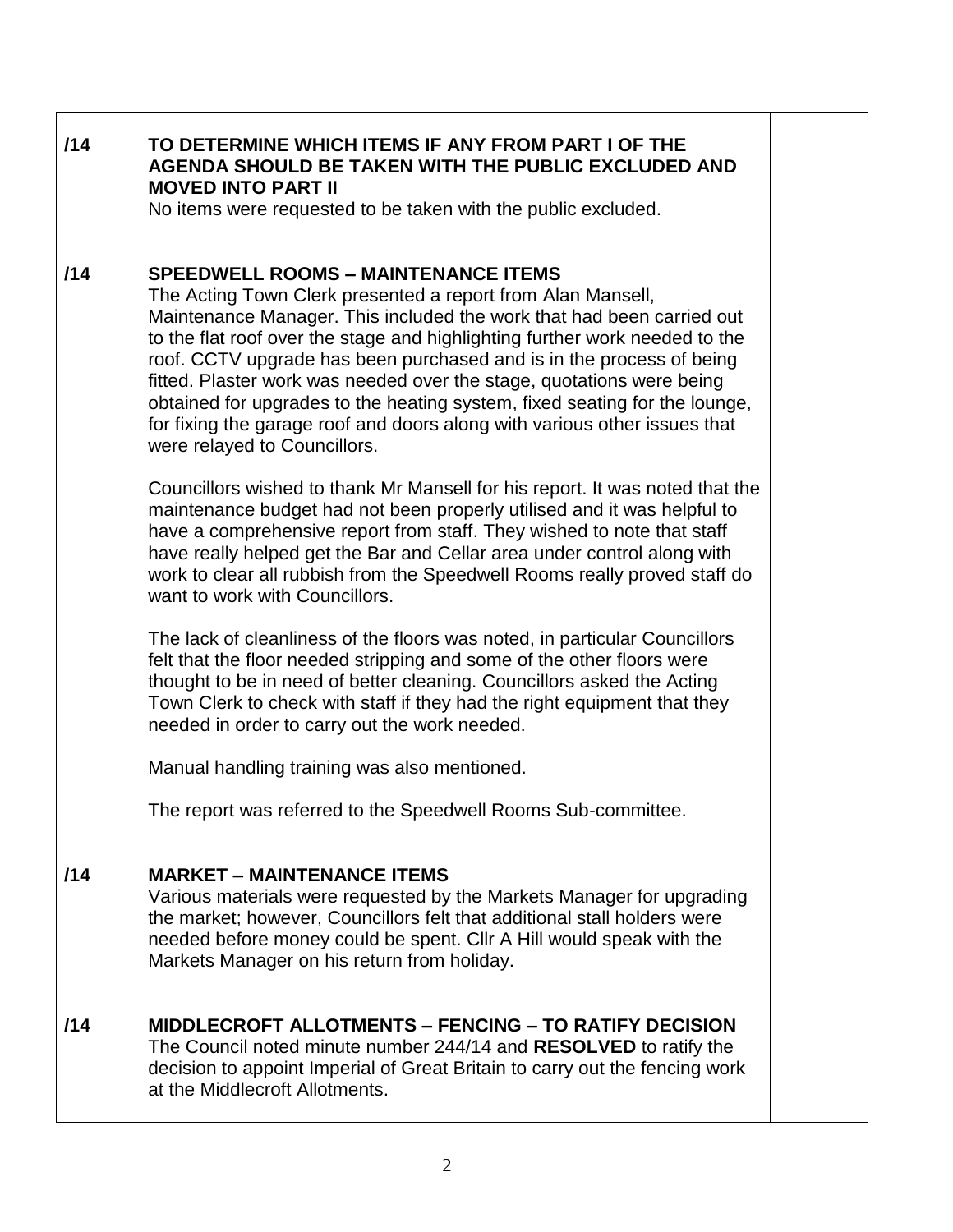| | | |
|---|---|---|
| /14 | **TO DETERMINE WHICH ITEMS IF ANY FROM PART I OF THE AGENDA SHOULD BE TAKEN WITH THE PUBLIC EXCLUDED AND MOVED INTO PART II**<br>No items were requested to be taken with the public excluded. | |
| /14 | **SPEEDWELL ROOMS – MAINTENANCE ITEMS**<br>The Acting Town Clerk presented a report from Alan Mansell, Maintenance Manager. This included the work that had been carried out to the flat roof over the stage and highlighting further work needed to the roof. CCTV upgrade has been purchased and is in the process of being fitted. Plaster work was needed over the stage, quotations were being obtained for upgrades to the heating system, fixed seating for the lounge, for fixing the garage roof and doors along with various other issues that were relayed to Councillors.<br><br>Councillors wished to thank Mr Mansell for his report. It was noted that the maintenance budget had not been properly utilised and it was helpful to have a comprehensive report from staff. They wished to note that staff have really helped get the Bar and Cellar area under control along with work to clear all rubbish from the Speedwell Rooms really proved staff do want to work with Councillors.<br><br>The lack of cleanliness of the floors was noted, in particular Councillors felt that the floor needed stripping and some of the other floors were thought to be in need of better cleaning. Councillors asked the Acting Town Clerk to check with staff if they had the right equipment that they needed in order to carry out the work needed.<br><br>Manual handling training was also mentioned.<br><br>The report was referred to the Speedwell Rooms Sub-committee. | |
| /14 | **MARKET – MAINTENANCE ITEMS**<br>Various materials were requested by the Markets Manager for upgrading the market; however, Councillors felt that additional stall holders were needed before money could be spent. Cllr A Hill would speak with the Markets Manager on his return from holiday. | |
| /14 | **MIDDLECROFT ALLOTMENTS – FENCING – TO RATIFY DECISION**<br>The Council noted minute number 244/14 and **RESOLVED** to ratify the decision to appoint Imperial of Great Britain to carry out the fencing work at the Middlecroft Allotments. | |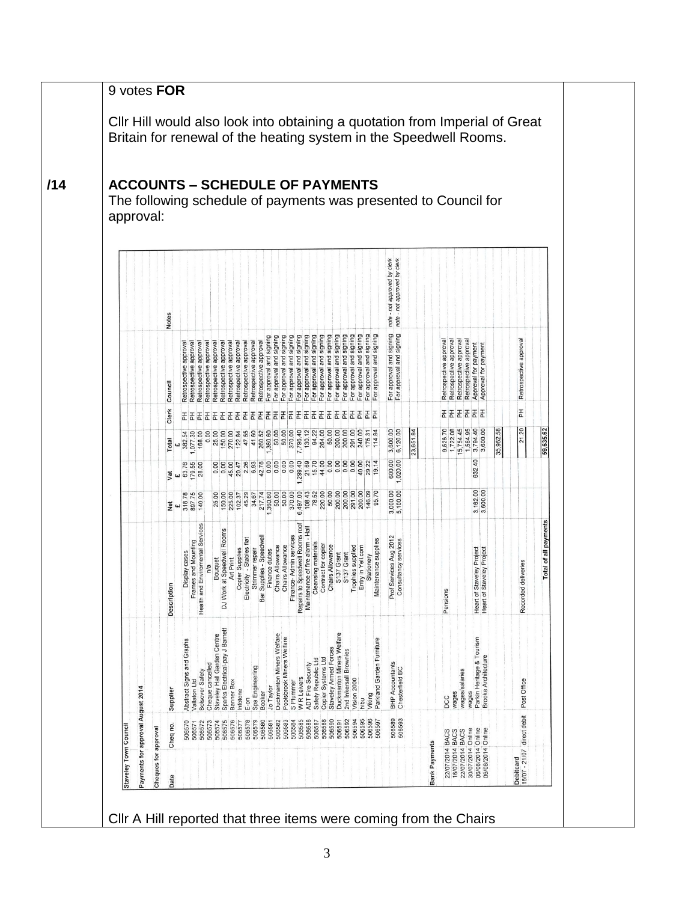9 votes **FOR**

Cllr Hill would also look into obtaining a quotation from Imperial of Great Britain for renewal of the heating system in the Speedwell Rooms.

**/14** **ACCOUNTS – SCHEDULE OF PAYMENTS**

The following schedule of payments was presented to Council for approval:

Staveley Town Council

Payments for approval August 2014

Cheques for approval

| Date | Cheq no. | Supplier | Description | Net £ | Vat £ | Total £ | Clerk | Council | Notes |
|---|---|---|---|---|---|---|---|---|---|
| | 506570 | Abstract Signs and Graphs | Display cases | 318.78 | 63.76 | 382.54 | PH | Retrospective approval | |
| | 506571 | Valiaton Ltd | Frames and Mounting | 897.75 | 179.55 | 1,077.30 | PH | Retrospective approval | |
| | 506572 | Bolsover Safety | Health and Environmental Services | 140.00 | 28.00 | 168.00 | PH | Retrospective approval | |
| | 506573 | Cheque cancelled | n/a | | | 0.00 | PH | Retrospective approval | |
| | 506574 | Staveley Hall Garden Centre | Bouquet | 25.00 | 0.00 | 25.00 | PH | Retrospective approval | |
| | 506575 | Sparks Electrical-pay J Barnett | DJ Work at Speedwell Rooms | 150.00 | 0.00 | 150.00 | PH | Retrospective approval | |
| | 506576 | Banner Box | Art Print | 225.00 | 45.00 | 270.00 | PH | Retrospective approval | |
| | 506577 | Infotone | Copier Supplies | 102.37 | 20.47 | 122.84 | PH | Retrospective approval | |
| | 506578 | E-on | Electricity - Stables flat | 45.29 | 2.26 | 47.55 | PH | Retrospective approval | |
| | 506579 | Spa Engineering | Strimmer repair | 34.67 | 6.93 | 41.60 | PH | Retrospective approval | |
| | 506580 | Booker | Bar Supplies - Speedwell | 217.74 | 42.78 | 260.52 | PH | Retrospective approval | |
| | 506581 | Jo Taylor | Finance duties | 1,360.60 | 0.00 | 1,360.60 | PH | For approval and signing | |
| | 506582 | Duckmanton Miners Welfare | Chairs Allowance | 50.00 | 0.00 | 50.00 | PH | For approval and signing | |
| | 506583 | Poolsbrook Miners Welfare | Chairs Allowance | 50.00 | 0.00 | 50.00 | PH | For approval and signing | |
| | 506584 | S Plummer | Finance- Admin services | 370.00 | 0.00 | 370.00 | PH | For approval and signing | |
| | 506585 | W R Leivers | Repairs to Speedwell Rooms roof | 6,497.00 | 1,299.40 | 7,796.40 | PH | For approval and signing | |
| | 506586 | ADT Fire Security | Maintenance of fire alarm - Hall | 108.43 | 21.69 | 130.12 | PH | For approval and signing | |
| | 506587 | Safety Republic Ltd | Cleansing materials | 78.52 | 15.70 | 94.22 | PH | For approval and signing | |
| | 506588 | Copier Systems Ltd | Contract for copier | 220.00 | 44.00 | 264.00 | PH | For approval and signing | |
| | 506590 | Staveley Armed Forces | Chairs Allowance | 50.00 | 0.00 | 50.00 | PH | For approval and signing | |
| | 506591 | Duckmanton Miners Welfare | S137 Grant | 200.00 | 0.00 | 200.00 | PH | For approval and signing | |
| | 506592 | 2nd Inkersall Brownies | S137 Grant | 200.00 | 0.00 | 200.00 | PH | For approval and signing | |
| | 506594 | Vision 2000 | Trophies supplied | 291.00 | 0.00 | 291.00 | PH | For approval and signing | |
| | 506595 | Ybu | Entry in Yell.com | 200.00 | 40.00 | 240.00 | PH | For approval and signing | |
| | 506596 | Viking | Stationery | 146.09 | 29.22 | 175.31 | PH | For approval and signing | |
| | 506597 | Parkland Garden Furniture | Maintenance supplies | 95.70 | 19.14 | 114.84 | PH | For approval and signing | |
| | 506589 | BHP Accountants | Prof Services Aug 2012 | 3,000.00 | 600.00 | 3,600.00 | | For approval and signing | note - not approved by clerk |
| | 506593 | Chesterfield BC | Consultancy services | 5,100.00 | 1,020.00 | 6,120.00 | | For approval and signing | note - not approved by clerk |
| | | | | | | 23,651.84 | | | |
| **Bank Payments** | | | | | | | | | |
| 22/07/2014 | BACS | DCC | Pensions | | | 9,526.70 | PH | Retrospective approval | |
| 16/07/2014 | BACS | wages | | | | 1,722.08 | PH | Retrospective approval | |
| 22/07/2014 | BACS | wages/salaries | | | | 15,754.45 | PH | Retrospective approval | |
| 30/07/2014 | Online | wages | | | | 1,564.95 | PH | Retrospective approval | |
| 06/08/2014 | Online | Parkin Heritage & Tourism | Heart of Staveley Project | 3,162.00 | 632.40 | 3,794.40 | PH | Approval for payment | |
| 06/08/2014 | Online | Brooke Architecture | Heart of Staveley Project | 3,600.00 | | 3,600.00 | PH | Approval for payment | |
| | | | | | | 35,962.58 | | | |
| **Debitcard** | | | | | | | | | |
| 16/07 - 21/07 | direct debit | Post Office | Recorded deliveries | | | 21.20 | PH | Retrospective approval | |
| | | | Total of all payments | | | 59,635.62 | | | |

Cllr A Hill reported that three items were coming from the Chairs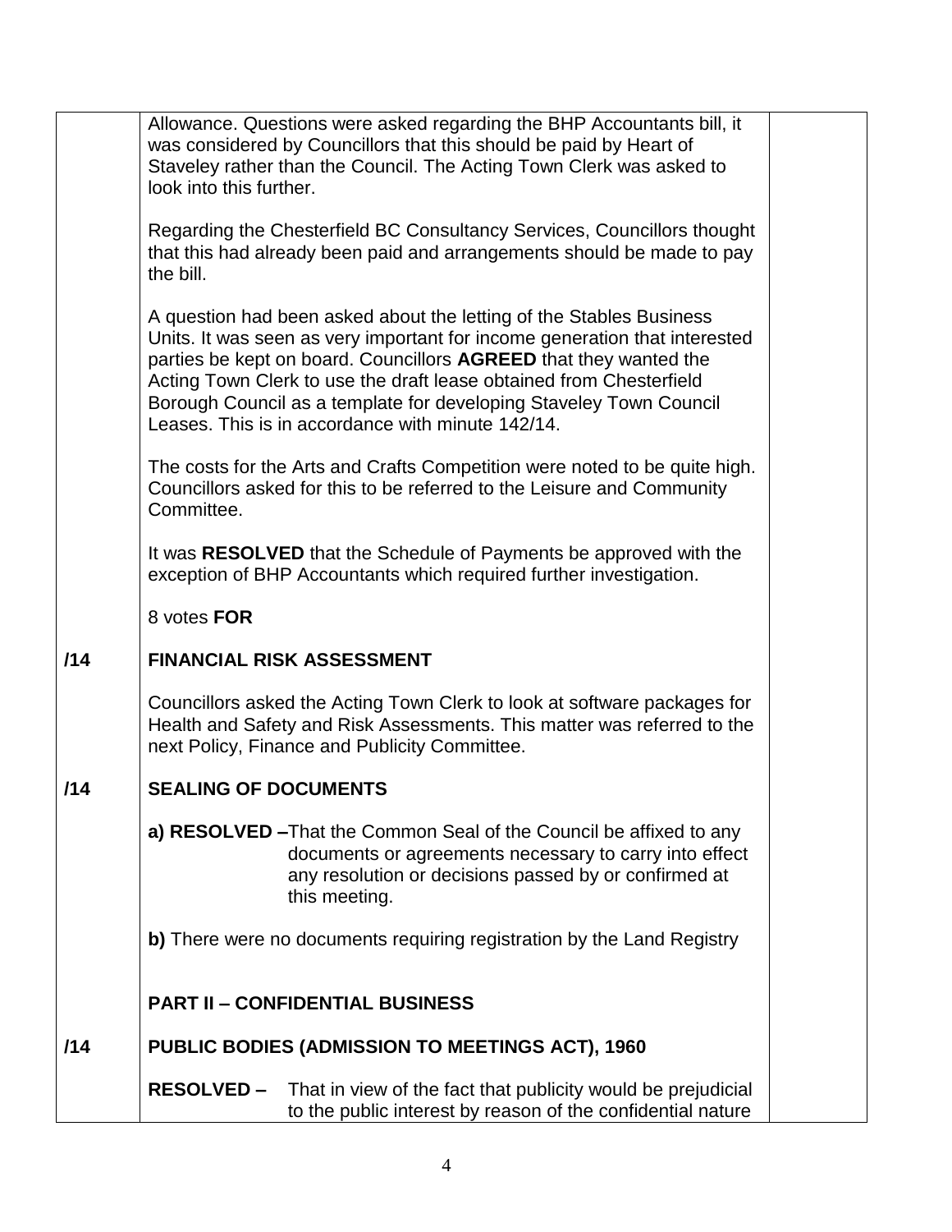Allowance. Questions were asked regarding the BHP Accountants bill, it was considered by Councillors that this should be paid by Heart of Staveley rather than the Council. The Acting Town Clerk was asked to look into this further.

Regarding the Chesterfield BC Consultancy Services, Councillors thought that this had already been paid and arrangements should be made to pay the bill.

A question had been asked about the letting of the Stables Business Units. It was seen as very important for income generation that interested parties be kept on board. Councillors **AGREED** that they wanted the Acting Town Clerk to use the draft lease obtained from Chesterfield Borough Council as a template for developing Staveley Town Council Leases. This is in accordance with minute 142/14.

The costs for the Arts and Crafts Competition were noted to be quite high. Councillors asked for this to be referred to the Leisure and Community Committee.

It was **RESOLVED** that the Schedule of Payments be approved with the exception of BHP Accountants which required further investigation.

8 votes **FOR**

**/14 FINANCIAL RISK ASSESSMENT**

Councillors asked the Acting Town Clerk to look at software packages for Health and Safety and Risk Assessments. This matter was referred to the next Policy, Finance and Publicity Committee.

**/14 SEALING OF DOCUMENTS**

**a) RESOLVED –** That the Common Seal of the Council be affixed to any documents or agreements necessary to carry into effect any resolution or decisions passed by or confirmed at this meeting.

**b)** There were no documents requiring registration by the Land Registry

**PART II – CONFIDENTIAL BUSINESS**

**/14 PUBLIC BODIES (ADMISSION TO MEETINGS ACT), 1960**

**RESOLVED –** That in view of the fact that publicity would be prejudicial to the public interest by reason of the confidential nature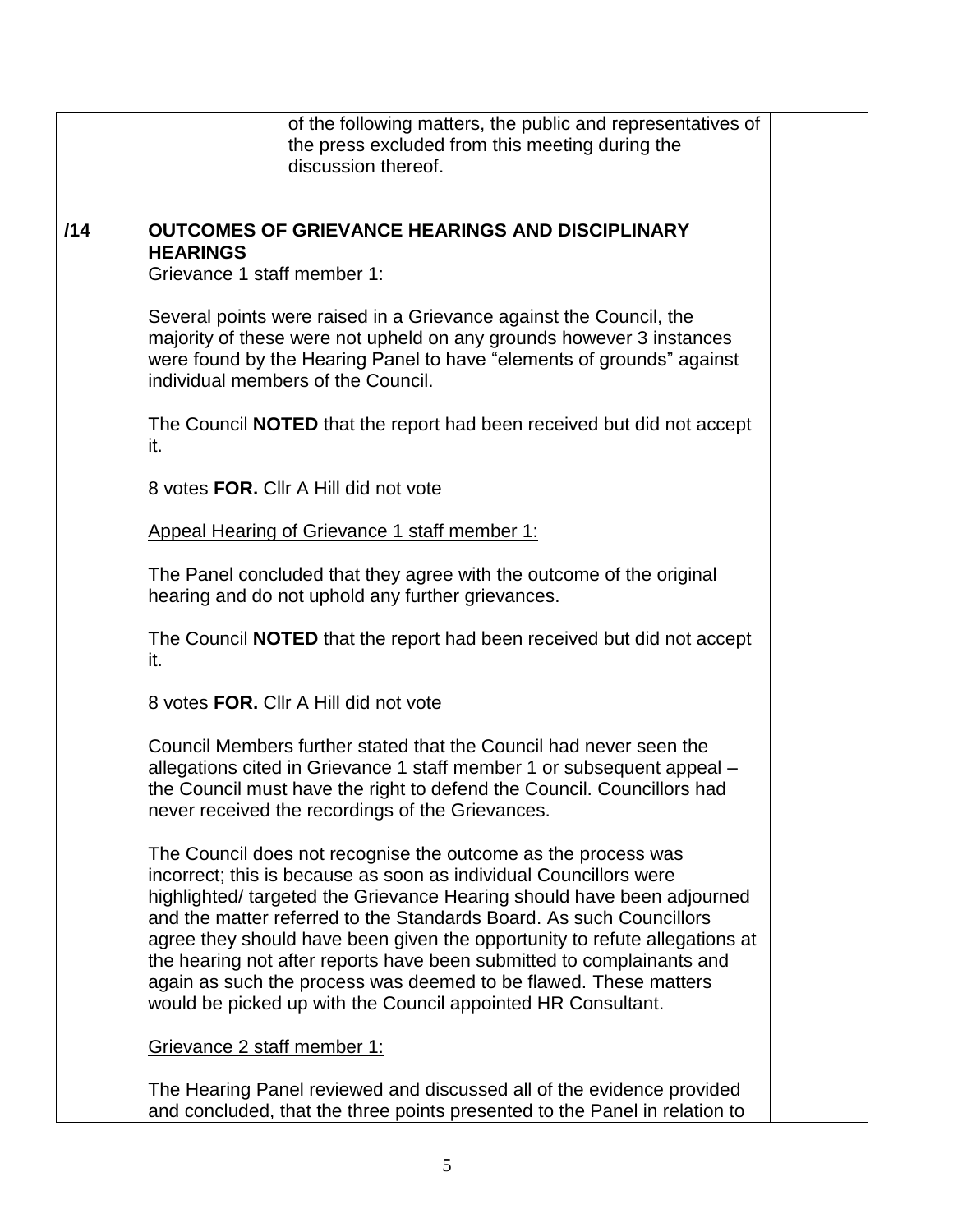of the following matters, the public and representatives of the press excluded from this meeting during the discussion thereof.

**/14 OUTCOMES OF GRIEVANCE HEARINGS AND DISCIPLINARY HEARINGS**

Grievance 1 staff member 1:

Several points were raised in a Grievance against the Council, the majority of these were not upheld on any grounds however 3 instances were found by the Hearing Panel to have "elements of grounds" against individual members of the Council.

The Council **NOTED** that the report had been received but did not accept it.

8 votes **FOR.** Cllr A Hill did not vote

Appeal Hearing of Grievance 1 staff member 1:

The Panel concluded that they agree with the outcome of the original hearing and do not uphold any further grievances.

The Council **NOTED** that the report had been received but did not accept it.

8 votes **FOR.** Cllr A Hill did not vote

Council Members further stated that the Council had never seen the allegations cited in Grievance 1 staff member 1 or subsequent appeal – the Council must have the right to defend the Council. Councillors had never received the recordings of the Grievances.

The Council does not recognise the outcome as the process was incorrect; this is because as soon as individual Councillors were highlighted/ targeted the Grievance Hearing should have been adjourned and the matter referred to the Standards Board. As such Councillors agree they should have been given the opportunity to refute allegations at the hearing not after reports have been submitted to complainants and again as such the process was deemed to be flawed. These matters would be picked up with the Council appointed HR Consultant.

Grievance 2 staff member 1:

The Hearing Panel reviewed and discussed all of the evidence provided and concluded, that the three points presented to the Panel in relation to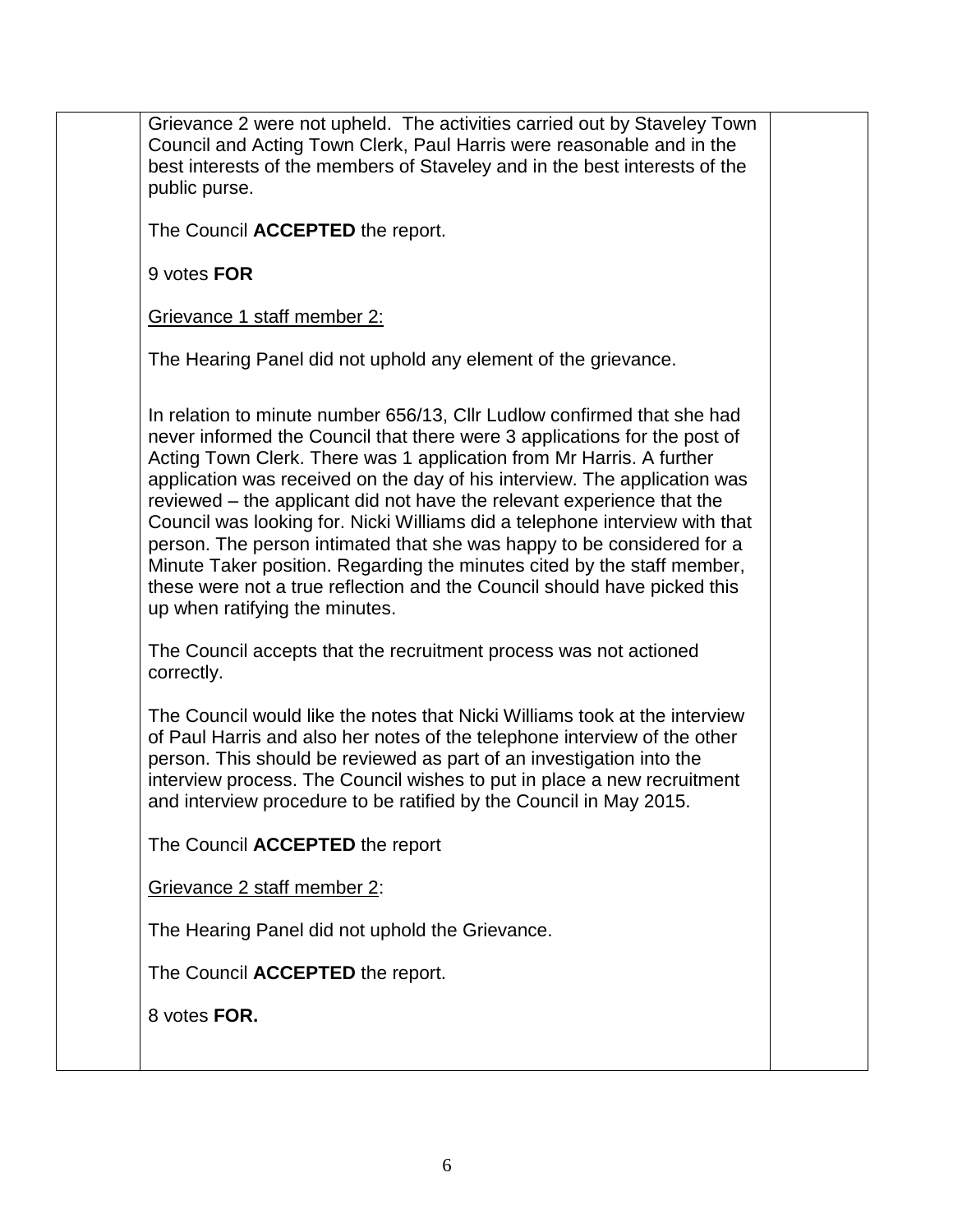Grievance 2 were not upheld. The activities carried out by Staveley Town Council and Acting Town Clerk, Paul Harris were reasonable and in the best interests of the members of Staveley and in the best interests of the public purse.

The Council **ACCEPTED** the report.

9 votes **FOR**

<u>Grievance 1 staff member 2:</u>

The Hearing Panel did not uphold any element of the grievance.

In relation to minute number 656/13, Cllr Ludlow confirmed that she had never informed the Council that there were 3 applications for the post of Acting Town Clerk. There was 1 application from Mr Harris. A further application was received on the day of his interview. The application was reviewed – the applicant did not have the relevant experience that the Council was looking for. Nicki Williams did a telephone interview with that person. The person intimated that she was happy to be considered for a Minute Taker position. Regarding the minutes cited by the staff member, these were not a true reflection and the Council should have picked this up when ratifying the minutes.

The Council accepts that the recruitment process was not actioned correctly.

The Council would like the notes that Nicki Williams took at the interview of Paul Harris and also her notes of the telephone interview of the other person. This should be reviewed as part of an investigation into the interview process. The Council wishes to put in place a new recruitment and interview procedure to be ratified by the Council in May 2015.

The Council **ACCEPTED** the report

<u>Grievance 2 staff member 2</u>:

The Hearing Panel did not uphold the Grievance.

The Council **ACCEPTED** the report.

8 votes **FOR.**